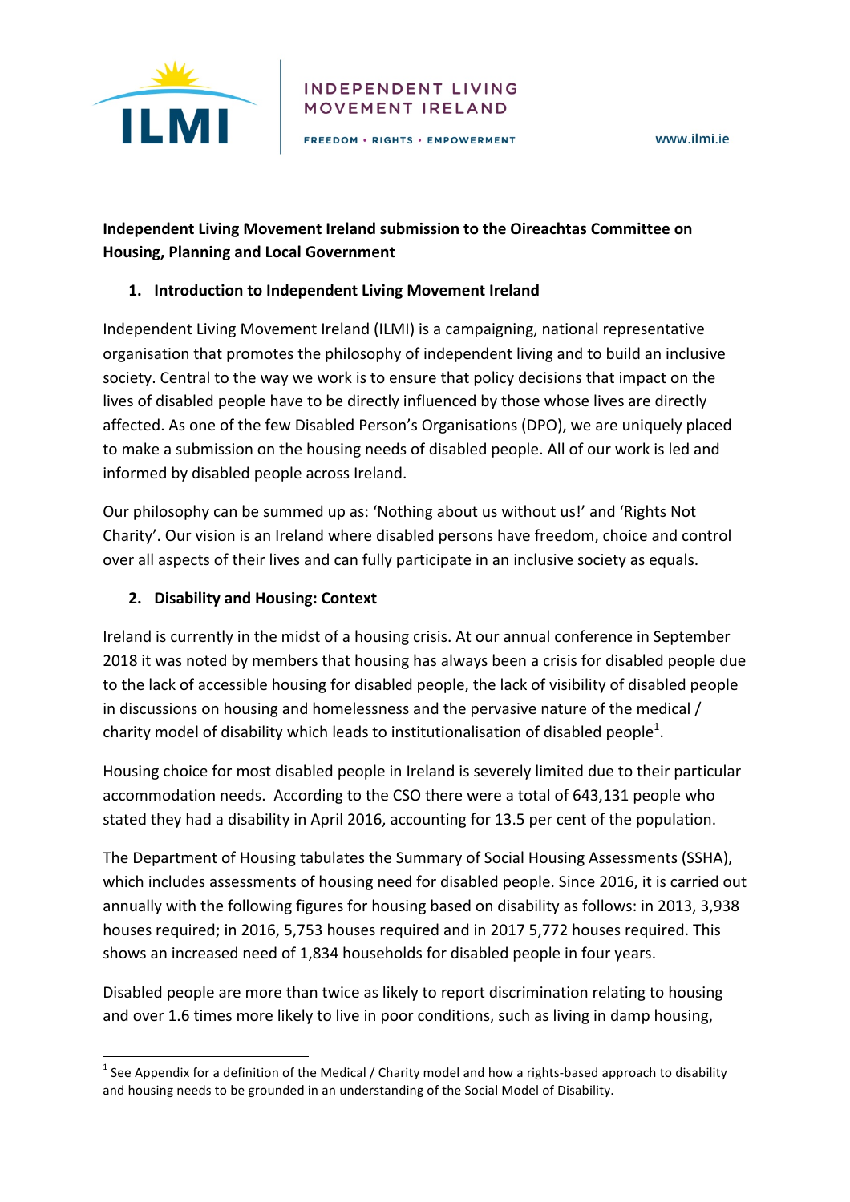INDEPENDENT LIVING MOVEMENT IRELAND

FREEDOM • RIGHTS • EMPOWERMENT

www.ilmi.ie

**Independent Living Movement Ireland submission to the Oireachtas Committee on Housing, Planning and Local Government**

## 1. Introduction to Independent Living Movement Ireland

Independent Living Movement Ireland (ILMI) is a campaigning, national representative organisation that promotes the philosophy of independent living and to build an inclusive society. Central to the way we work is to ensure that policy decisions that impact on the lives of disabled people have to be directly influenced by those whose lives are directly affected. As one of the few Disabled Person's Organisations (DPO), we are uniquely placed to make a submission on the housing needs of disabled people. All of our work is led and informed by disabled people across Ireland.

Our philosophy can be summed up as: 'Nothing about us without us!' and 'Rights Not Charity'. Our vision is an Ireland where disabled persons have freedom, choice and control over all aspects of their lives and can fully participate in an inclusive society as equals.

## 2. Disability and Housing: Context

Ireland is currently in the midst of a housing crisis. At our annual conference in September 2018 it was noted by members that housing has always been a crisis for disabled people due to the lack of accessible housing for disabled people, the lack of visibility of disabled people in discussions on housing and homelessness and the pervasive nature of the medical / charity model of disability which leads to institutionalisation of disabled people[1].

Housing choice for most disabled people in Ireland is severely limited due to their particular accommodation needs. According to the CSO there were a total of 643,131 people who stated they had a disability in April 2016, accounting for 13.5 per cent of the population.

The Department of Housing tabulates the Summary of Social Housing Assessments (SSHA), which includes assessments of housing need for disabled people. Since 2016, it is carried out annually with the following figures for housing based on disability as follows: in 2013, 3,938 houses required; in 2016, 5,753 houses required and in 2017 5,772 houses required. This shows an increased need of 1,834 households for disabled people in four years.

Disabled people are more than twice as likely to report discrimination relating to housing and over 1.6 times more likely to live in poor conditions, such as living in damp housing,

[1] See Appendix for a definition of the Medical / Charity model and how a rights-based approach to disability and housing needs to be grounded in an understanding of the Social Model of Disability.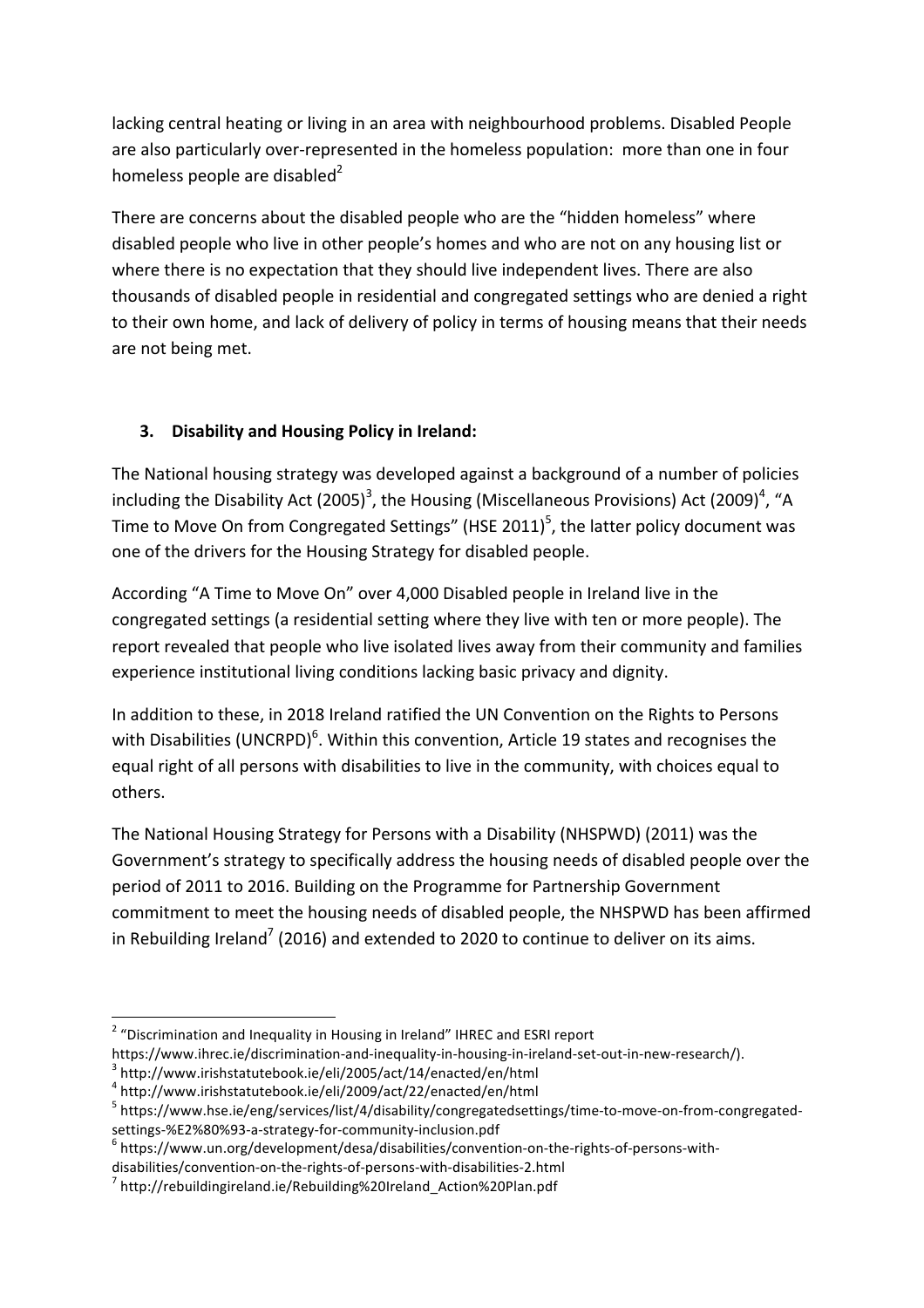lacking central heating or living in an area with neighbourhood problems. Disabled People are also particularly over-represented in the homeless population: more than one in four homeless people are disabled[2]

There are concerns about the disabled people who are the "hidden homeless" where disabled people who live in other people's homes and who are not on any housing list or where there is no expectation that they should live independent lives. There are also thousands of disabled people in residential and congregated settings who are denied a right to their own home, and lack of delivery of policy in terms of housing means that their needs are not being met.

## 3. Disability and Housing Policy in Ireland:

The National housing strategy was developed against a background of a number of policies including the Disability Act (2005)[3], the Housing (Miscellaneous Provisions) Act (2009)[4], "A Time to Move On from Congregated Settings" (HSE 2011)[5], the latter policy document was one of the drivers for the Housing Strategy for disabled people.

According "A Time to Move On" over 4,000 Disabled people in Ireland live in the congregated settings (a residential setting where they live with ten or more people). The report revealed that people who live isolated lives away from their community and families experience institutional living conditions lacking basic privacy and dignity.

In addition to these, in 2018 Ireland ratified the UN Convention on the Rights to Persons with Disabilities (UNCRPD)[6]. Within this convention, Article 19 states and recognises the equal right of all persons with disabilities to live in the community, with choices equal to others.

The National Housing Strategy for Persons with a Disability (NHSPWD) (2011) was the Government's strategy to specifically address the housing needs of disabled people over the period of 2011 to 2016. Building on the Programme for Partnership Government commitment to meet the housing needs of disabled people, the NHSPWD has been affirmed in Rebuilding Ireland[7] (2016) and extended to 2020 to continue to deliver on its aims.

---

[2] "Discrimination and Inequality in Housing in Ireland" IHREC and ESRI report https://www.ihrec.ie/discrimination-and-inequality-in-housing-in-ireland-set-out-in-new-research/).

[3] http://www.irishstatutebook.ie/eli/2005/act/14/enacted/en/html

[4] http://www.irishstatutebook.ie/eli/2009/act/22/enacted/en/html

[5] https://www.hse.ie/eng/services/list/4/disability/congregatedsettings/time-to-move-on-from-congregated-settings-%E2%80%93-a-strategy-for-community-inclusion.pdf

[6] https://www.un.org/development/desa/disabilities/convention-on-the-rights-of-persons-with-disabilities/convention-on-the-rights-of-persons-with-disabilities-2.html

[7] http://rebuildingireland.ie/Rebuilding%20Ireland_Action%20Plan.pdf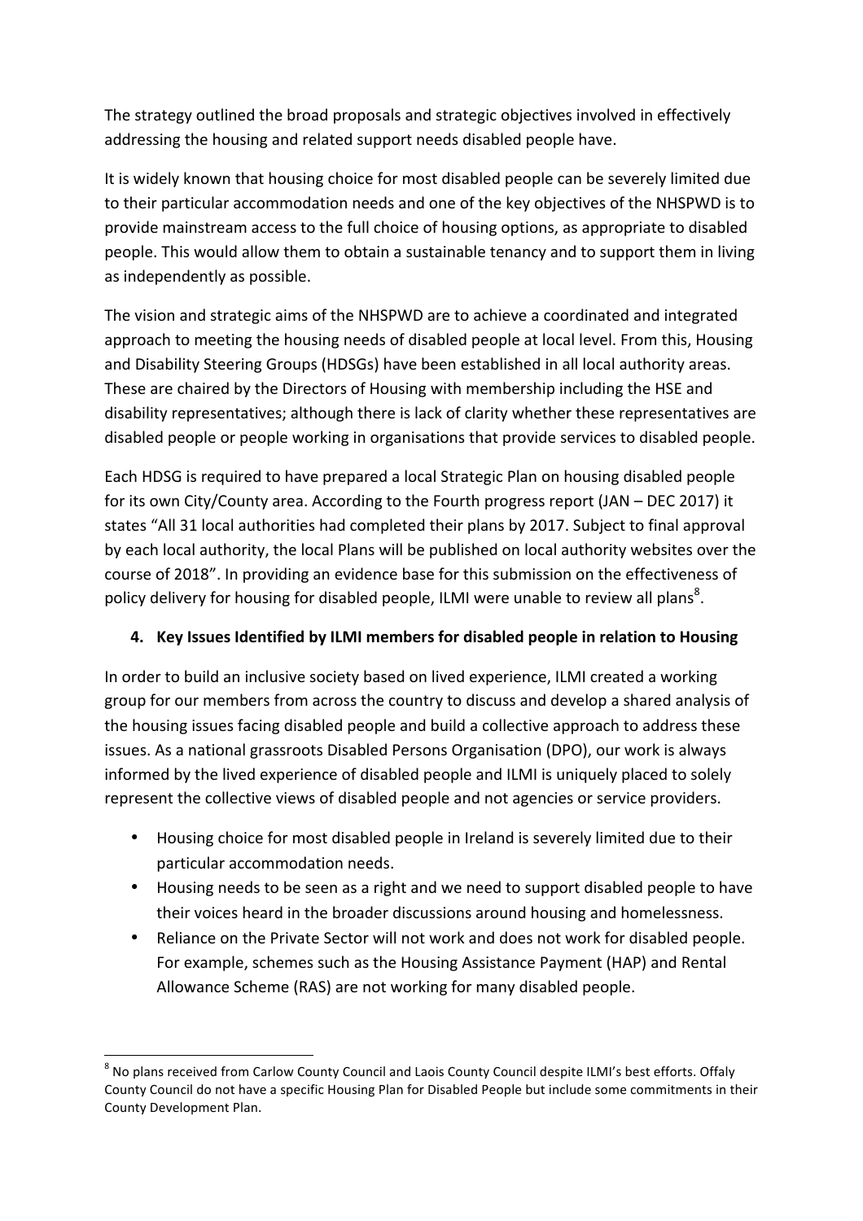The strategy outlined the broad proposals and strategic objectives involved in effectively addressing the housing and related support needs disabled people have.

It is widely known that housing choice for most disabled people can be severely limited due to their particular accommodation needs and one of the key objectives of the NHSPWD is to provide mainstream access to the full choice of housing options, as appropriate to disabled people. This would allow them to obtain a sustainable tenancy and to support them in living as independently as possible.

The vision and strategic aims of the NHSPWD are to achieve a coordinated and integrated approach to meeting the housing needs of disabled people at local level. From this, Housing and Disability Steering Groups (HDSGs) have been established in all local authority areas. These are chaired by the Directors of Housing with membership including the HSE and disability representatives; although there is lack of clarity whether these representatives are disabled people or people working in organisations that provide services to disabled people.

Each HDSG is required to have prepared a local Strategic Plan on housing disabled people for its own City/County area. According to the Fourth progress report (JAN – DEC 2017) it states "All 31 local authorities had completed their plans by 2017. Subject to final approval by each local authority, the local Plans will be published on local authority websites over the course of 2018". In providing an evidence base for this submission on the effectiveness of policy delivery for housing for disabled people, ILMI were unable to review all plans[8].

## 4. Key Issues Identified by ILMI members for disabled people in relation to Housing

In order to build an inclusive society based on lived experience, ILMI created a working group for our members from across the country to discuss and develop a shared analysis of the housing issues facing disabled people and build a collective approach to address these issues. As a national grassroots Disabled Persons Organisation (DPO), our work is always informed by the lived experience of disabled people and ILMI is uniquely placed to solely represent the collective views of disabled people and not agencies or service providers.

- Housing choice for most disabled people in Ireland is severely limited due to their particular accommodation needs.
- Housing needs to be seen as a right and we need to support disabled people to have their voices heard in the broader discussions around housing and homelessness.
- Reliance on the Private Sector will not work and does not work for disabled people. For example, schemes such as the Housing Assistance Payment (HAP) and Rental Allowance Scheme (RAS) are not working for many disabled people.

[8] No plans received from Carlow County Council and Laois County Council despite ILMI's best efforts. Offaly County Council do not have a specific Housing Plan for Disabled People but include some commitments in their County Development Plan.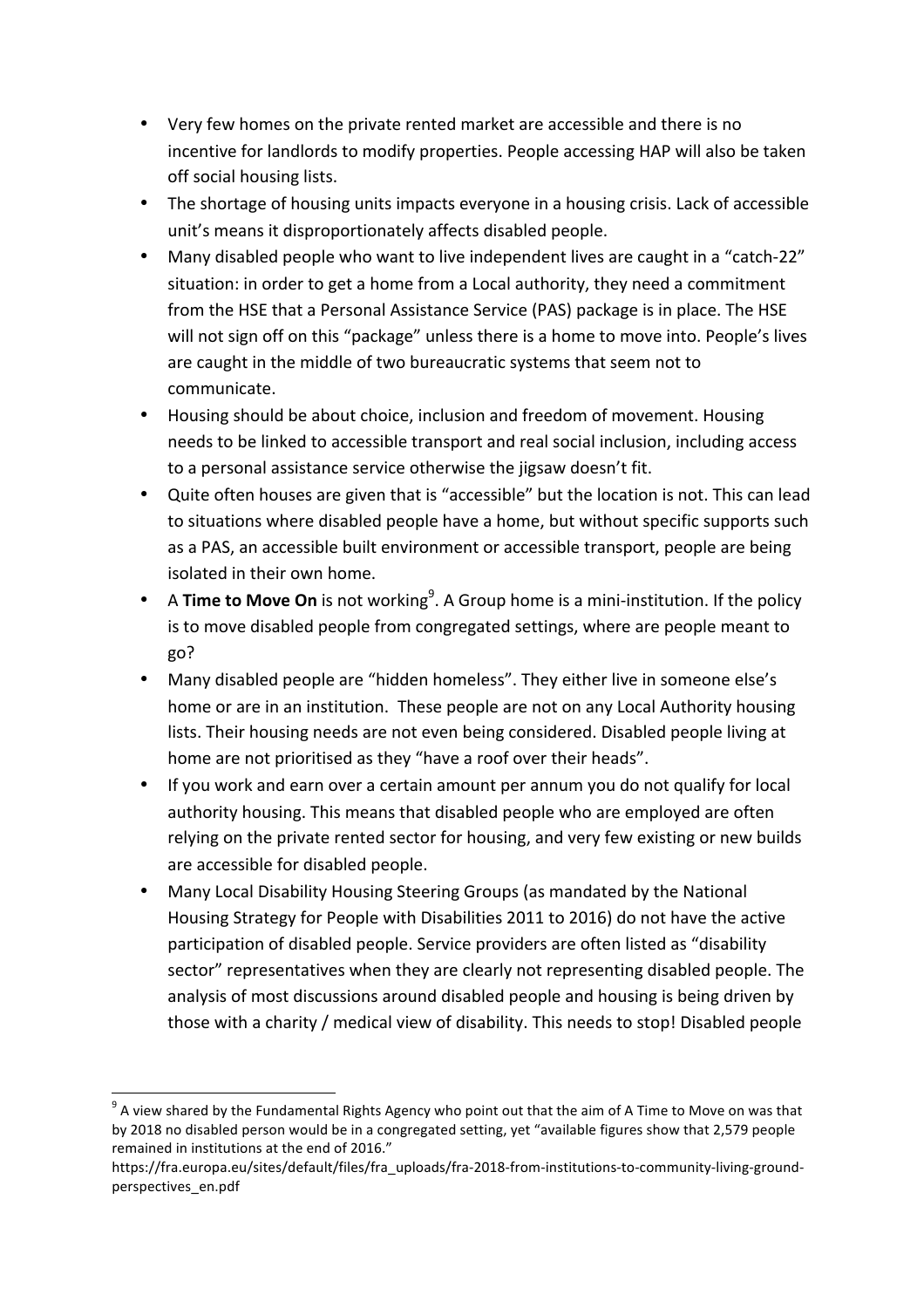- Very few homes on the private rented market are accessible and there is no incentive for landlords to modify properties. People accessing HAP will also be taken off social housing lists.
- The shortage of housing units impacts everyone in a housing crisis. Lack of accessible unit's means it disproportionately affects disabled people.
- Many disabled people who want to live independent lives are caught in a "catch-22" situation: in order to get a home from a Local authority, they need a commitment from the HSE that a Personal Assistance Service (PAS) package is in place. The HSE will not sign off on this "package" unless there is a home to move into. People's lives are caught in the middle of two bureaucratic systems that seem not to communicate.
- Housing should be about choice, inclusion and freedom of movement. Housing needs to be linked to accessible transport and real social inclusion, including access to a personal assistance service otherwise the jigsaw doesn't fit.
- Quite often houses are given that is "accessible" but the location is not. This can lead to situations where disabled people have a home, but without specific supports such as a PAS, an accessible built environment or accessible transport, people are being isolated in their own home.
- A **Time to Move On** is not working[9]. A Group home is a mini-institution. If the policy is to move disabled people from congregated settings, where are people meant to go?
- Many disabled people are "hidden homeless". They either live in someone else's home or are in an institution. These people are not on any Local Authority housing lists. Their housing needs are not even being considered. Disabled people living at home are not prioritised as they "have a roof over their heads".
- If you work and earn over a certain amount per annum you do not qualify for local authority housing. This means that disabled people who are employed are often relying on the private rented sector for housing, and very few existing or new builds are accessible for disabled people.
- Many Local Disability Housing Steering Groups (as mandated by the National Housing Strategy for People with Disabilities 2011 to 2016) do not have the active participation of disabled people. Service providers are often listed as "disability sector" representatives when they are clearly not representing disabled people. The analysis of most discussions around disabled people and housing is being driven by those with a charity / medical view of disability. This needs to stop! Disabled people

---

[9] A view shared by the Fundamental Rights Agency who point out that the aim of A Time to Move on was that by 2018 no disabled person would be in a congregated setting, yet "available figures show that 2,579 people remained in institutions at the end of 2016."
https://fra.europa.eu/sites/default/files/fra_uploads/fra-2018-from-institutions-to-community-living-ground-perspectives_en.pdf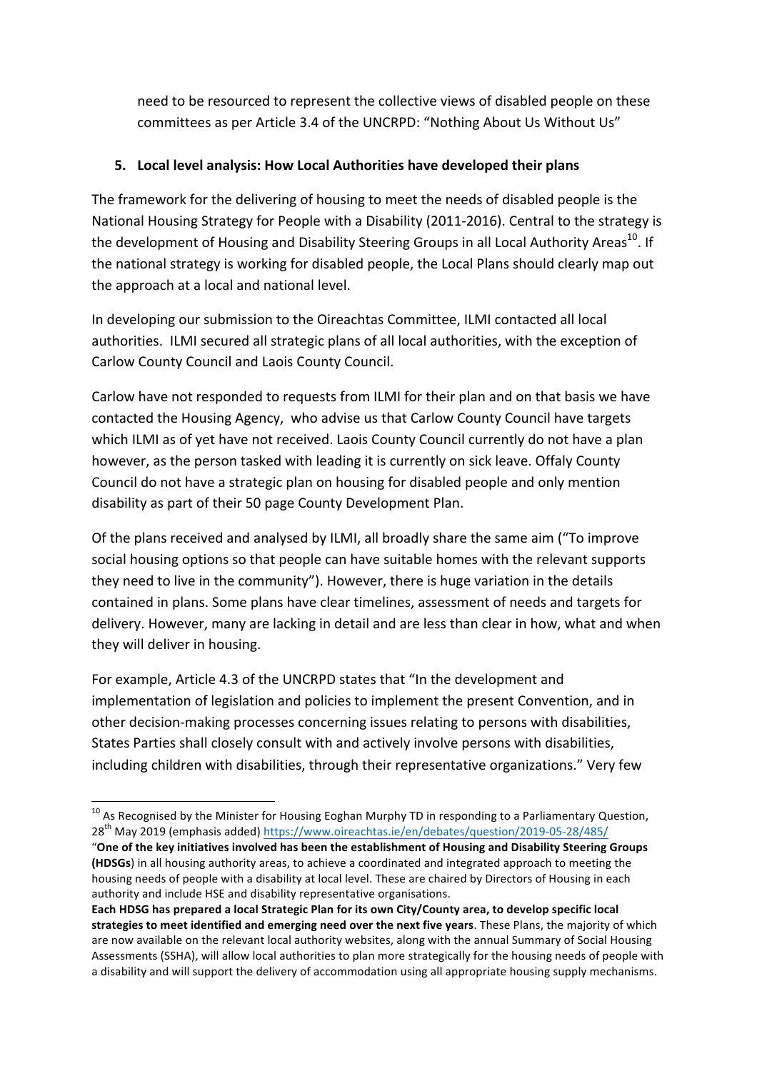need to be resourced to represent the collective views of disabled people on these committees as per Article 3.4 of the UNCRPD: "Nothing About Us Without Us"

**5. Local level analysis: How Local Authorities have developed their plans**

The framework for the delivering of housing to meet the needs of disabled people is the National Housing Strategy for People with a Disability (2011-2016). Central to the strategy is the development of Housing and Disability Steering Groups in all Local Authority Areas[10]. If the national strategy is working for disabled people, the Local Plans should clearly map out the approach at a local and national level.

In developing our submission to the Oireachtas Committee, ILMI contacted all local authorities. ILMI secured all strategic plans of all local authorities, with the exception of Carlow County Council and Laois County Council.

Carlow have not responded to requests from ILMI for their plan and on that basis we have contacted the Housing Agency, who advise us that Carlow County Council have targets which ILMI as of yet have not received. Laois County Council currently do not have a plan however, as the person tasked with leading it is currently on sick leave. Offaly County Council do not have a strategic plan on housing for disabled people and only mention disability as part of their 50 page County Development Plan.

Of the plans received and analysed by ILMI, all broadly share the same aim ("To improve social housing options so that people can have suitable homes with the relevant supports they need to live in the community"). However, there is huge variation in the details contained in plans. Some plans have clear timelines, assessment of needs and targets for delivery. However, many are lacking in detail and are less than clear in how, what and when they will deliver in housing.

For example, Article 4.3 of the UNCRPD states that "In the development and implementation of legislation and policies to implement the present Convention, and in other decision-making processes concerning issues relating to persons with disabilities, States Parties shall closely consult with and actively involve persons with disabilities, including children with disabilities, through their representative organizations." Very few

---

[10] As Recognised by the Minister for Housing Eoghan Murphy TD in responding to a Parliamentary Question, 28th May 2019 (emphasis added) https://www.oireachtas.ie/en/debates/question/2019-05-28/485/

"**One of the key initiatives involved has been the establishment of Housing and Disability Steering Groups (HDSGs**) in all housing authority areas, to achieve a coordinated and integrated approach to meeting the housing needs of people with a disability at local level. These are chaired by Directors of Housing in each authority and include HSE and disability representative organisations.

**Each HDSG has prepared a local Strategic Plan for its own City/County area, to develop specific local strategies to meet identified and emerging need over the next five years**. These Plans, the majority of which are now available on the relevant local authority websites, along with the annual Summary of Social Housing Assessments (SSHA), will allow local authorities to plan more strategically for the housing needs of people with a disability and will support the delivery of accommodation using all appropriate housing supply mechanisms.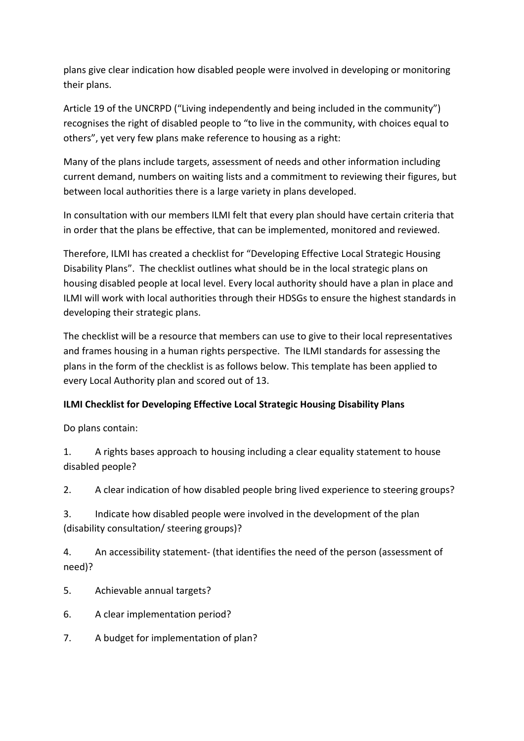plans give clear indication how disabled people were involved in developing or monitoring their plans.

Article 19 of the UNCRPD ("Living independently and being included in the community") recognises the right of disabled people to "to live in the community, with choices equal to others", yet very few plans make reference to housing as a right:

Many of the plans include targets, assessment of needs and other information including current demand, numbers on waiting lists and a commitment to reviewing their figures, but between local authorities there is a large variety in plans developed.

In consultation with our members ILMI felt that every plan should have certain criteria that in order that the plans be effective, that can be implemented, monitored and reviewed.

Therefore, ILMI has created a checklist for "Developing Effective Local Strategic Housing Disability Plans". The checklist outlines what should be in the local strategic plans on housing disabled people at local level. Every local authority should have a plan in place and ILMI will work with local authorities through their HDSGs to ensure the highest standards in developing their strategic plans.

The checklist will be a resource that members can use to give to their local representatives and frames housing in a human rights perspective. The ILMI standards for assessing the plans in the form of the checklist is as follows below. This template has been applied to every Local Authority plan and scored out of 13.

**ILMI Checklist for Developing Effective Local Strategic Housing Disability Plans**

Do plans contain:

1. A rights bases approach to housing including a clear equality statement to house disabled people?
2. A clear indication of how disabled people bring lived experience to steering groups?
3. Indicate how disabled people were involved in the development of the plan (disability consultation/ steering groups)?
4. An accessibility statement- (that identifies the need of the person (assessment of need)?
5. Achievable annual targets?
6. A clear implementation period?
7. A budget for implementation of plan?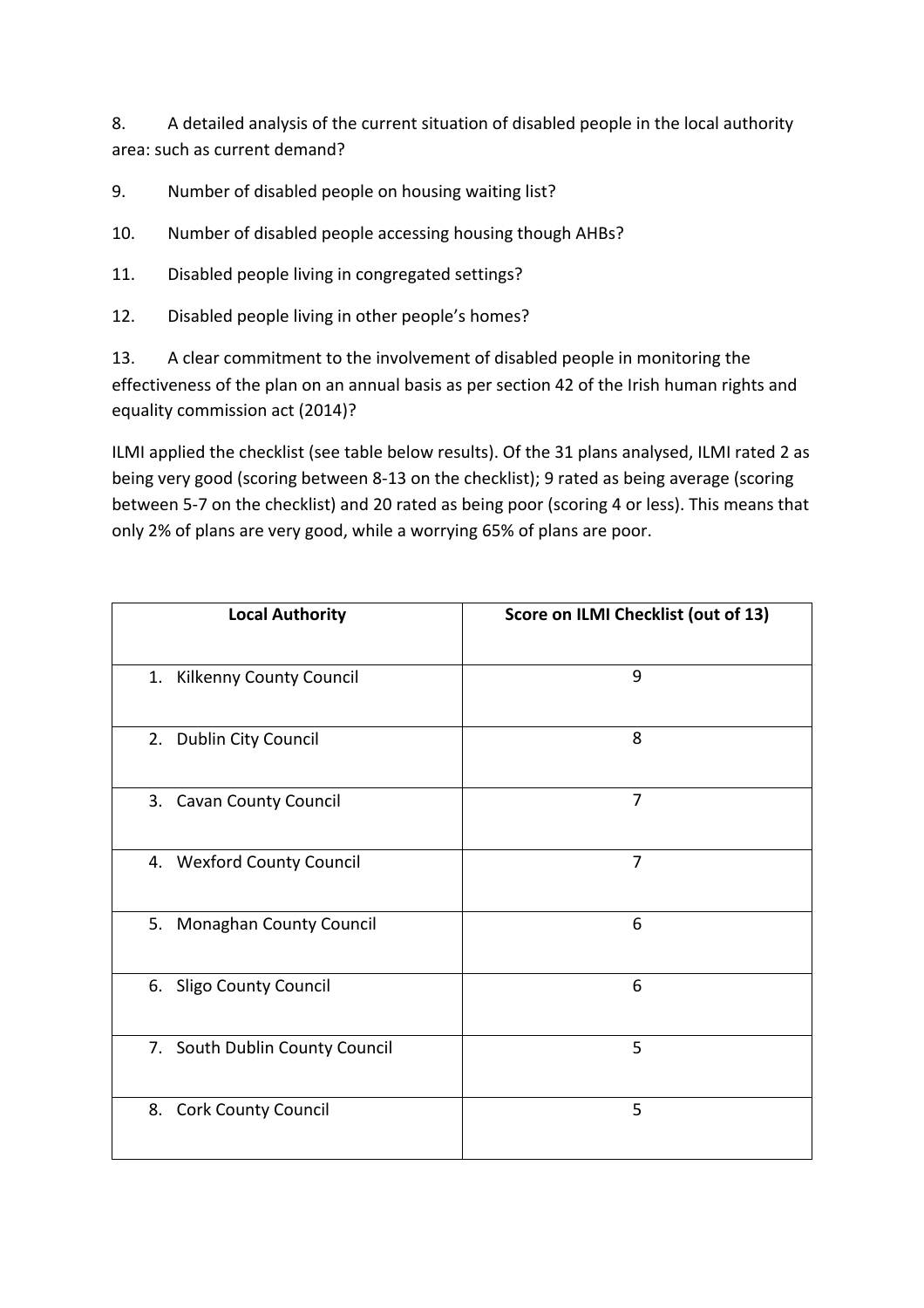8. A detailed analysis of the current situation of disabled people in the local authority area: such as current demand?

9. Number of disabled people on housing waiting list?

10. Number of disabled people accessing housing though AHBs?

11. Disabled people living in congregated settings?

12. Disabled people living in other people's homes?

13. A clear commitment to the involvement of disabled people in monitoring the effectiveness of the plan on an annual basis as per section 42 of the Irish human rights and equality commission act (2014)?

ILMI applied the checklist (see table below results). Of the 31 plans analysed, ILMI rated 2 as being very good (scoring between 8-13 on the checklist); 9 rated as being average (scoring between 5-7 on the checklist) and 20 rated as being poor (scoring 4 or less). This means that only 2% of plans are very good, while a worrying 65% of plans are poor.

| Local Authority | Score on ILMI Checklist (out of 13) |
|---|---|
| 1. Kilkenny County Council | 9 |
| 2. Dublin City Council | 8 |
| 3. Cavan County Council | 7 |
| 4. Wexford County Council | 7 |
| 5. Monaghan County Council | 6 |
| 6. Sligo County Council | 6 |
| 7. South Dublin County Council | 5 |
| 8. Cork County Council | 5 |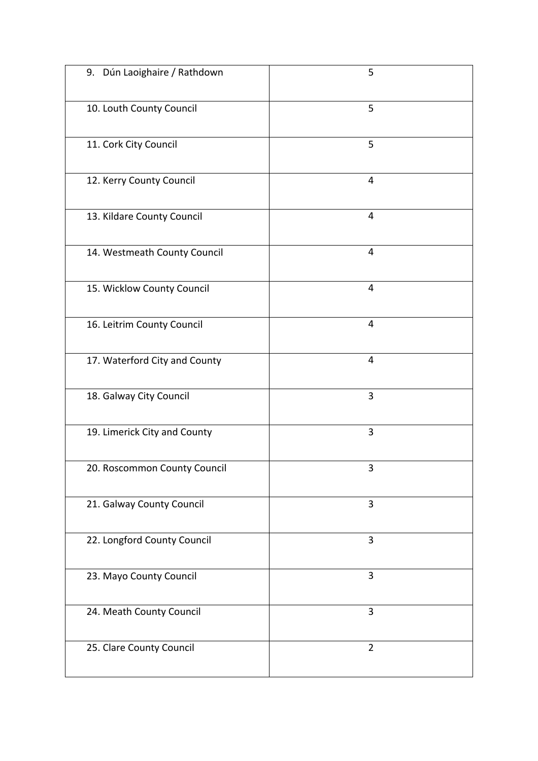| | |
|---|---|
| 9. Dún Laoighaire / Rathdown | 5 |
| 10. Louth County Council | 5 |
| 11. Cork City Council | 5 |
| 12. Kerry County Council | 4 |
| 13. Kildare County Council | 4 |
| 14. Westmeath County Council | 4 |
| 15. Wicklow County Council | 4 |
| 16. Leitrim County Council | 4 |
| 17. Waterford City and County | 4 |
| 18. Galway City Council | 3 |
| 19. Limerick City and County | 3 |
| 20. Roscommon County Council | 3 |
| 21. Galway County Council | 3 |
| 22. Longford County Council | 3 |
| 23. Mayo County Council | 3 |
| 24. Meath County Council | 3 |
| 25. Clare County Council | 2 |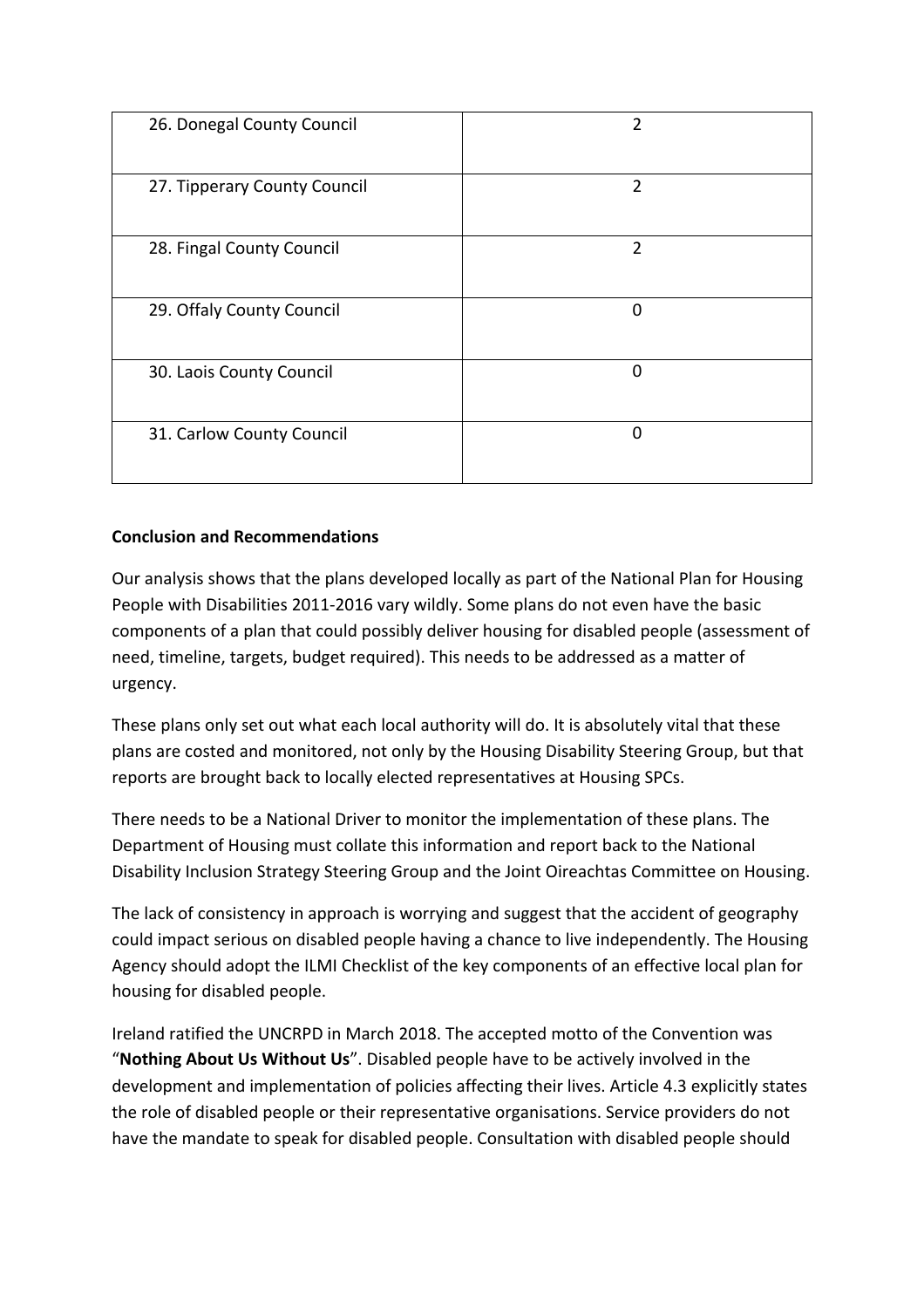| | |
|---|---|
| 26. Donegal County Council | 2 |
| 27. Tipperary County Council | 2 |
| 28. Fingal County Council | 2 |
| 29. Offaly County Council | 0 |
| 30. Laois County Council | 0 |
| 31. Carlow County Council | 0 |

**Conclusion and Recommendations**

Our analysis shows that the plans developed locally as part of the National Plan for Housing People with Disabilities 2011-2016 vary wildly. Some plans do not even have the basic components of a plan that could possibly deliver housing for disabled people (assessment of need, timeline, targets, budget required). This needs to be addressed as a matter of urgency.

These plans only set out what each local authority will do. It is absolutely vital that these plans are costed and monitored, not only by the Housing Disability Steering Group, but that reports are brought back to locally elected representatives at Housing SPCs.

There needs to be a National Driver to monitor the implementation of these plans. The Department of Housing must collate this information and report back to the National Disability Inclusion Strategy Steering Group and the Joint Oireachtas Committee on Housing.

The lack of consistency in approach is worrying and suggest that the accident of geography could impact serious on disabled people having a chance to live independently. The Housing Agency should adopt the ILMI Checklist of the key components of an effective local plan for housing for disabled people.

Ireland ratified the UNCRPD in March 2018. The accepted motto of the Convention was "**Nothing About Us Without Us**". Disabled people have to be actively involved in the development and implementation of policies affecting their lives. Article 4.3 explicitly states the role of disabled people or their representative organisations. Service providers do not have the mandate to speak for disabled people. Consultation with disabled people should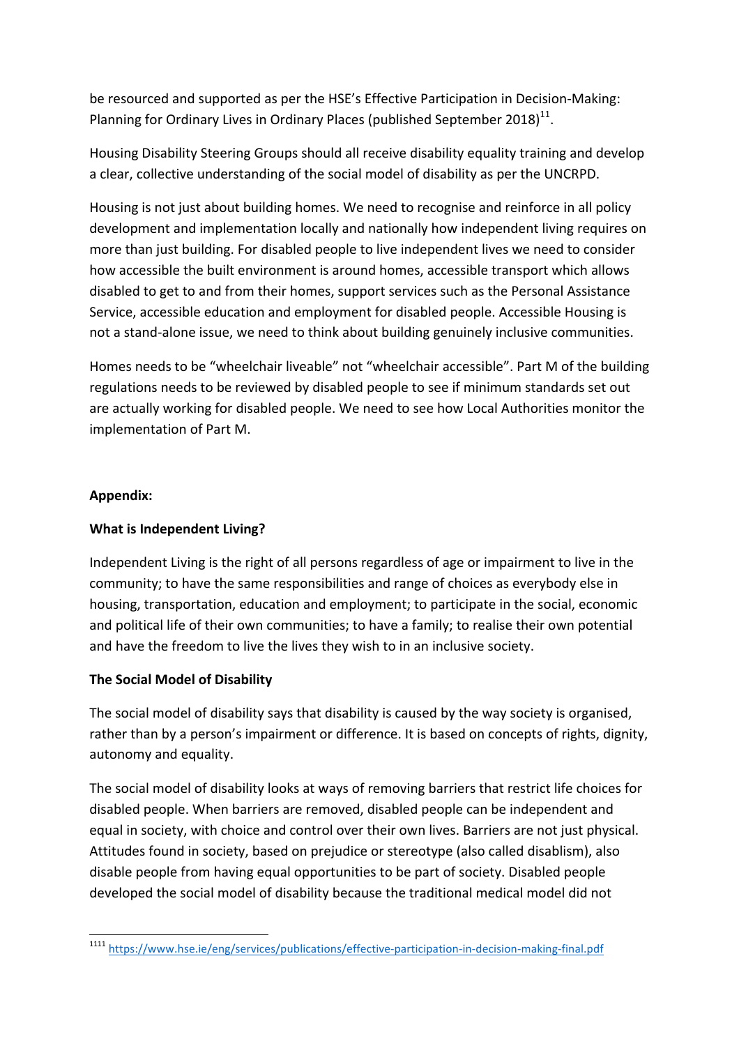be resourced and supported as per the HSE's Effective Participation in Decision-Making: Planning for Ordinary Lives in Ordinary Places (published September 2018)[11].

Housing Disability Steering Groups should all receive disability equality training and develop a clear, collective understanding of the social model of disability as per the UNCRPD.

Housing is not just about building homes. We need to recognise and reinforce in all policy development and implementation locally and nationally how independent living requires on more than just building. For disabled people to live independent lives we need to consider how accessible the built environment is around homes, accessible transport which allows disabled to get to and from their homes, support services such as the Personal Assistance Service, accessible education and employment for disabled people. Accessible Housing is not a stand-alone issue, we need to think about building genuinely inclusive communities.

Homes needs to be "wheelchair liveable" not "wheelchair accessible". Part M of the building regulations needs to be reviewed by disabled people to see if minimum standards set out are actually working for disabled people. We need to see how Local Authorities monitor the implementation of Part M.

**Appendix:**

**What is Independent Living?**

Independent Living is the right of all persons regardless of age or impairment to live in the community; to have the same responsibilities and range of choices as everybody else in housing, transportation, education and employment; to participate in the social, economic and political life of their own communities; to have a family; to realise their own potential and have the freedom to live the lives they wish to in an inclusive society.

**The Social Model of Disability**

The social model of disability says that disability is caused by the way society is organised, rather than by a person's impairment or difference. It is based on concepts of rights, dignity, autonomy and equality.

The social model of disability looks at ways of removing barriers that restrict life choices for disabled people. When barriers are removed, disabled people can be independent and equal in society, with choice and control over their own lives. Barriers are not just physical. Attitudes found in society, based on prejudice or stereotype (also called disablism), also disable people from having equal opportunities to be part of society. Disabled people developed the social model of disability because the traditional medical model did not

---

[1111] https://www.hse.ie/eng/services/publications/effective-participation-in-decision-making-final.pdf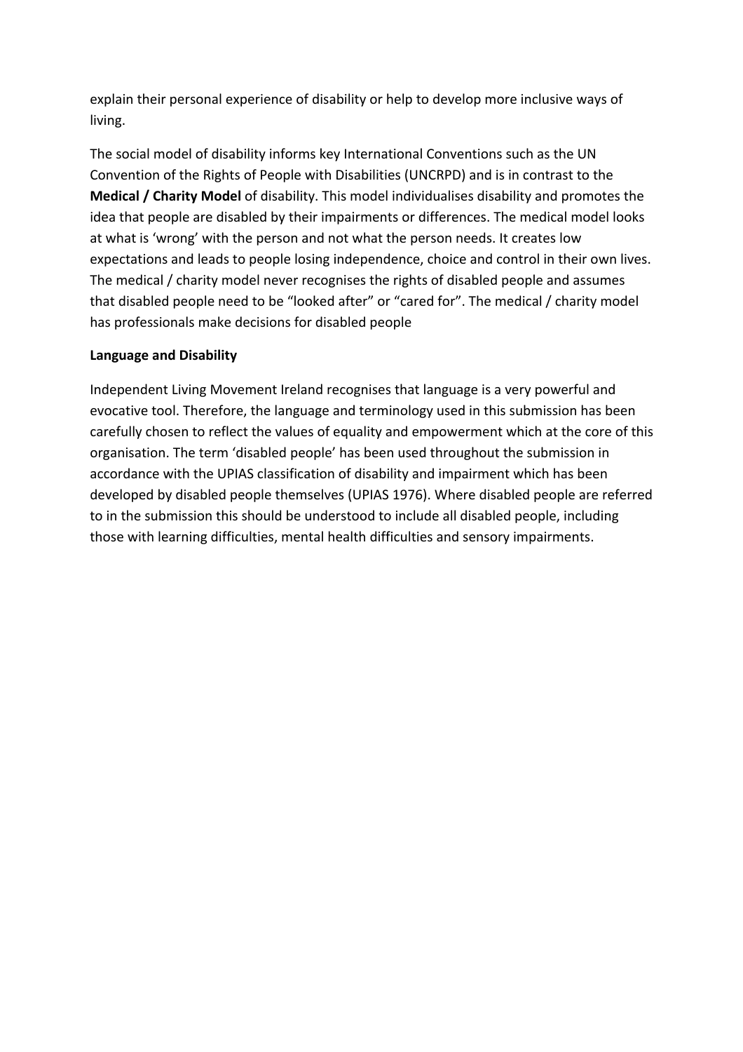explain their personal experience of disability or help to develop more inclusive ways of living.

The social model of disability informs key International Conventions such as the UN Convention of the Rights of People with Disabilities (UNCRPD) and is in contrast to the **Medical / Charity Model** of disability. This model individualises disability and promotes the idea that people are disabled by their impairments or differences. The medical model looks at what is 'wrong' with the person and not what the person needs. It creates low expectations and leads to people losing independence, choice and control in their own lives. The medical / charity model never recognises the rights of disabled people and assumes that disabled people need to be "looked after" or "cared for". The medical / charity model has professionals make decisions for disabled people

**Language and Disability**

Independent Living Movement Ireland recognises that language is a very powerful and evocative tool. Therefore, the language and terminology used in this submission has been carefully chosen to reflect the values of equality and empowerment which at the core of this organisation. The term 'disabled people' has been used throughout the submission in accordance with the UPIAS classification of disability and impairment which has been developed by disabled people themselves (UPIAS 1976). Where disabled people are referred to in the submission this should be understood to include all disabled people, including those with learning difficulties, mental health difficulties and sensory impairments.